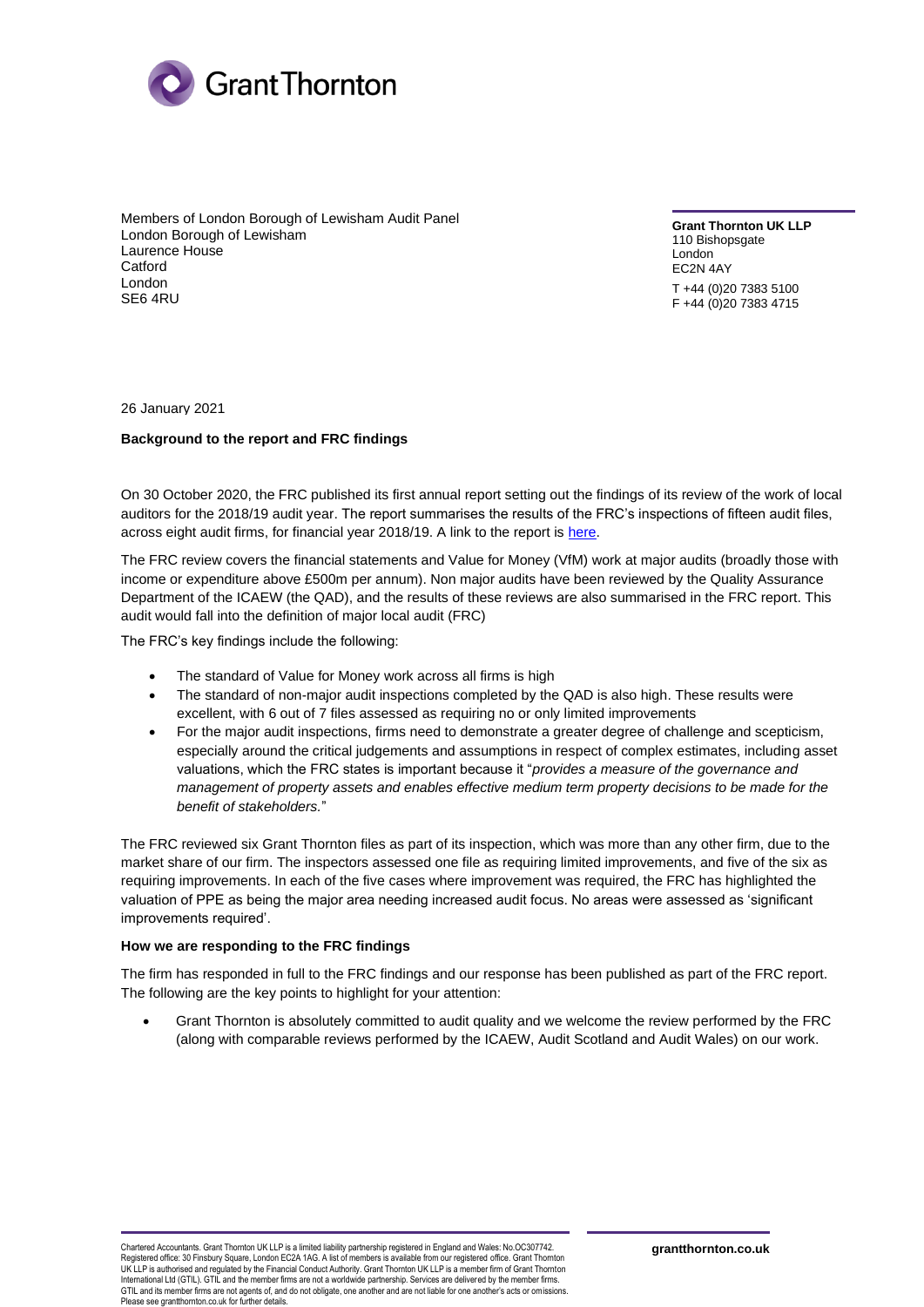Grant Thornton

Members of London Borough of Lewisham Audit Panel
London Borough of Lewisham
Laurence House
Catford
London
SE6 4RU

**Grant Thornton UK LLP**
110 Bishopsgate
London
EC2N 4AY

T +44 (0)20 7383 5100
F +44 (0)20 7383 4715

26 January 2021

**Background to the report and FRC findings**

On 30 October 2020, the FRC published its first annual report setting out the findings of its review of the work of local auditors for the 2018/19 audit year. The report summarises the results of the FRC's inspections of fifteen audit files, across eight audit firms, for financial year 2018/19. A link to the report is here.

The FRC review covers the financial statements and Value for Money (VfM) work at major audits (broadly those with income or expenditure above £500m per annum). Non major audits have been reviewed by the Quality Assurance Department of the ICAEW (the QAD), and the results of these reviews are also summarised in the FRC report. This audit would fall into the definition of major local audit (FRC)

The FRC's key findings include the following:

- The standard of Value for Money work across all firms is high
- The standard of non-major audit inspections completed by the QAD is also high. These results were excellent, with 6 out of 7 files assessed as requiring no or only limited improvements
- For the major audit inspections, firms need to demonstrate a greater degree of challenge and scepticism, especially around the critical judgements and assumptions in respect of complex estimates, including asset valuations, which the FRC states is important because it "*provides a measure of the governance and management of property assets and enables effective medium term property decisions to be made for the benefit of stakeholders.*"

The FRC reviewed six Grant Thornton files as part of its inspection, which was more than any other firm, due to the market share of our firm. The inspectors assessed one file as requiring limited improvements, and five of the six as requiring improvements. In each of the five cases where improvement was required, the FRC has highlighted the valuation of PPE as being the major area needing increased audit focus. No areas were assessed as 'significant improvements required'.

**How we are responding to the FRC findings**

The firm has responded in full to the FRC findings and our response has been published as part of the FRC report. The following are the key points to highlight for your attention:

- Grant Thornton is absolutely committed to audit quality and we welcome the review performed by the FRC (along with comparable reviews performed by the ICAEW, Audit Scotland and Audit Wales) on our work.

Chartered Accountants. Grant Thornton UK LLP is a limited liability partnership registered in England and Wales: No.OC307742. Registered office: 30 Finsbury Square, London EC2A 1AG. A list of members is available from our registered office. Grant Thornton UK LLP is authorised and regulated by the Financial Conduct Authority. Grant Thornton UK LLP is a member firm of Grant Thornton International Ltd (GTIL). GTIL and the member firms are not a worldwide partnership. Services are delivered by the member firms. GTIL and its member firms are not agents of, and do not obligate, one another and are not liable for one another's acts or omissions. Please see grantthornton.co.uk for further details.

**grantthornton.co.uk**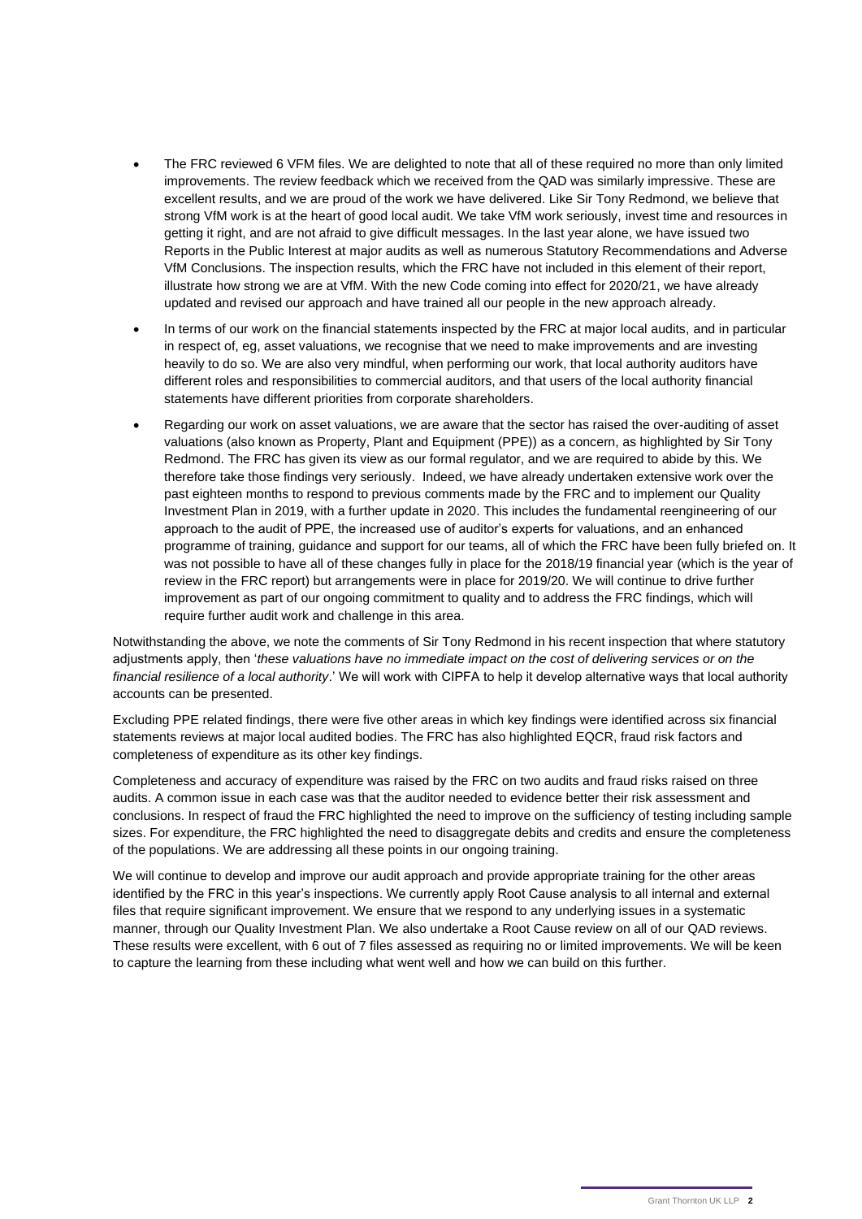- The FRC reviewed 6 VFM files. We are delighted to note that all of these required no more than only limited improvements. The review feedback which we received from the QAD was similarly impressive. These are excellent results, and we are proud of the work we have delivered. Like Sir Tony Redmond, we believe that strong VfM work is at the heart of good local audit. We take VfM work seriously, invest time and resources in getting it right, and are not afraid to give difficult messages. In the last year alone, we have issued two Reports in the Public Interest at major audits as well as numerous Statutory Recommendations and Adverse VfM Conclusions. The inspection results, which the FRC have not included in this element of their report, illustrate how strong we are at VfM. With the new Code coming into effect for 2020/21, we have already updated and revised our approach and have trained all our people in the new approach already.
- In terms of our work on the financial statements inspected by the FRC at major local audits, and in particular in respect of, eg, asset valuations, we recognise that we need to make improvements and are investing heavily to do so. We are also very mindful, when performing our work, that local authority auditors have different roles and responsibilities to commercial auditors, and that users of the local authority financial statements have different priorities from corporate shareholders.
- Regarding our work on asset valuations, we are aware that the sector has raised the over-auditing of asset valuations (also known as Property, Plant and Equipment (PPE)) as a concern, as highlighted by Sir Tony Redmond. The FRC has given its view as our formal regulator, and we are required to abide by this. We therefore take those findings very seriously. Indeed, we have already undertaken extensive work over the past eighteen months to respond to previous comments made by the FRC and to implement our Quality Investment Plan in 2019, with a further update in 2020. This includes the fundamental reengineering of our approach to the audit of PPE, the increased use of auditor's experts for valuations, and an enhanced programme of training, guidance and support for our teams, all of which the FRC have been fully briefed on. It was not possible to have all of these changes fully in place for the 2018/19 financial year (which is the year of review in the FRC report) but arrangements were in place for 2019/20. We will continue to drive further improvement as part of our ongoing commitment to quality and to address the FRC findings, which will require further audit work and challenge in this area.

Notwithstanding the above, we note the comments of Sir Tony Redmond in his recent inspection that where statutory adjustments apply, then '*these valuations have no immediate impact on the cost of delivering services or on the financial resilience of a local authority*.' We will work with CIPFA to help it develop alternative ways that local authority accounts can be presented.

Excluding PPE related findings, there were five other areas in which key findings were identified across six financial statements reviews at major local audited bodies. The FRC has also highlighted EQCR, fraud risk factors and completeness of expenditure as its other key findings.

Completeness and accuracy of expenditure was raised by the FRC on two audits and fraud risks raised on three audits. A common issue in each case was that the auditor needed to evidence better their risk assessment and conclusions. In respect of fraud the FRC highlighted the need to improve on the sufficiency of testing including sample sizes. For expenditure, the FRC highlighted the need to disaggregate debits and credits and ensure the completeness of the populations. We are addressing all these points in our ongoing training.

We will continue to develop and improve our audit approach and provide appropriate training for the other areas identified by the FRC in this year's inspections. We currently apply Root Cause analysis to all internal and external files that require significant improvement. We ensure that we respond to any underlying issues in a systematic manner, through our Quality Investment Plan. We also undertake a Root Cause review on all of our QAD reviews. These results were excellent, with 6 out of 7 files assessed as requiring no or limited improvements. We will be keen to capture the learning from these including what went well and how we can build on this further.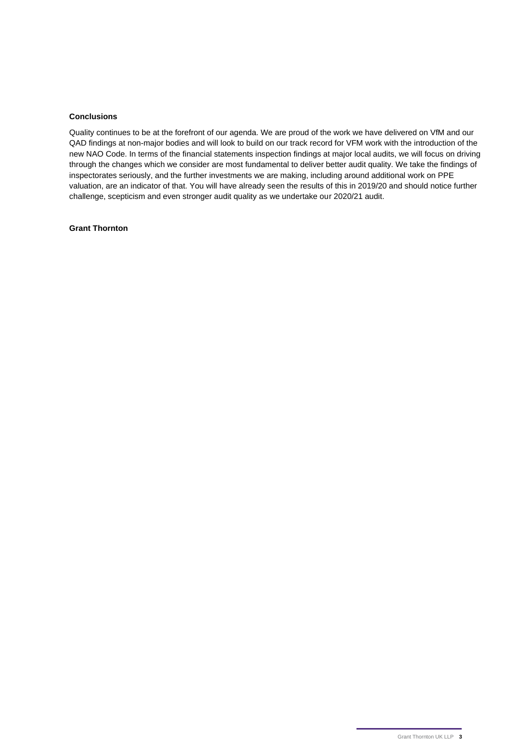**Conclusions**

Quality continues to be at the forefront of our agenda. We are proud of the work we have delivered on VfM and our QAD findings at non-major bodies and will look to build on our track record for VFM work with the introduction of the new NAO Code. In terms of the financial statements inspection findings at major local audits, we will focus on driving through the changes which we consider are most fundamental to deliver better audit quality. We take the findings of inspectorates seriously, and the further investments we are making, including around additional work on PPE valuation, are an indicator of that. You will have already seen the results of this in 2019/20 and should notice further challenge, scepticism and even stronger audit quality as we undertake our 2020/21 audit.

**Grant Thornton**